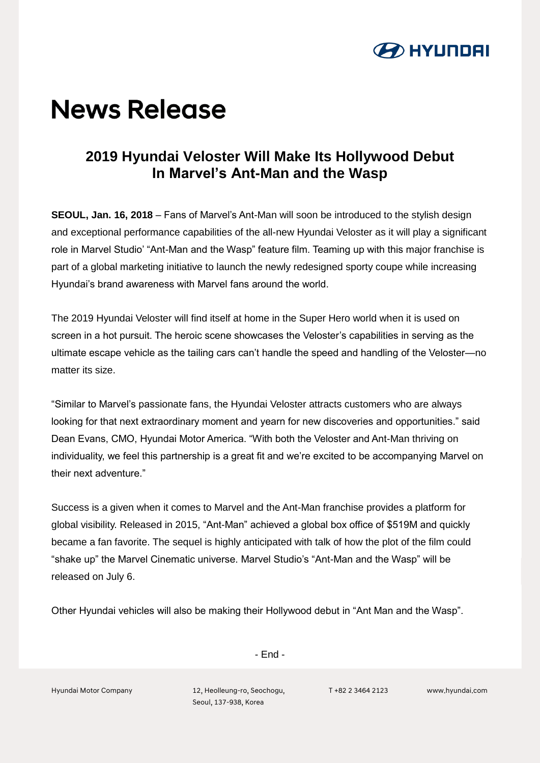HYUNDAI

# News Release

## 2019 Hyundai Veloster Will Make Its Hollywood Debut In Marvel's Ant-Man and the Wasp

**SEOUL, Jan. 16, 2018** – Fans of Marvel's Ant-Man will soon be introduced to the stylish design and exceptional performance capabilities of the all-new Hyundai Veloster as it will play a significant role in Marvel Studio' "Ant-Man and the Wasp" feature film. Teaming up with this major franchise is part of a global marketing initiative to launch the newly redesigned sporty coupe while increasing Hyundai's brand awareness with Marvel fans around the world.

The 2019 Hyundai Veloster will find itself at home in the Super Hero world when it is used on screen in a hot pursuit. The heroic scene showcases the Veloster's capabilities in serving as the ultimate escape vehicle as the tailing cars can't handle the speed and handling of the Veloster—no matter its size.

"Similar to Marvel's passionate fans, the Hyundai Veloster attracts customers who are always looking for that next extraordinary moment and yearn for new discoveries and opportunities." said Dean Evans, CMO, Hyundai Motor America. "With both the Veloster and Ant-Man thriving on individuality, we feel this partnership is a great fit and we're excited to be accompanying Marvel on their next adventure."

Success is a given when it comes to Marvel and the Ant-Man franchise provides a platform for global visibility. Released in 2015, "Ant-Man" achieved a global box office of $519M and quickly became a fan favorite. The sequel is highly anticipated with talk of how the plot of the film could "shake up" the Marvel Cinematic universe. Marvel Studio's "Ant-Man and the Wasp" will be released on July 6.

Other Hyundai vehicles will also be making their Hollywood debut in "Ant Man and the Wasp".

- End -

Hyundai Motor Company | 12, Heolleung-ro, Seochogu, Seoul, 137-938, Korea | T +82 2 3464 2123 | www.hyundai.com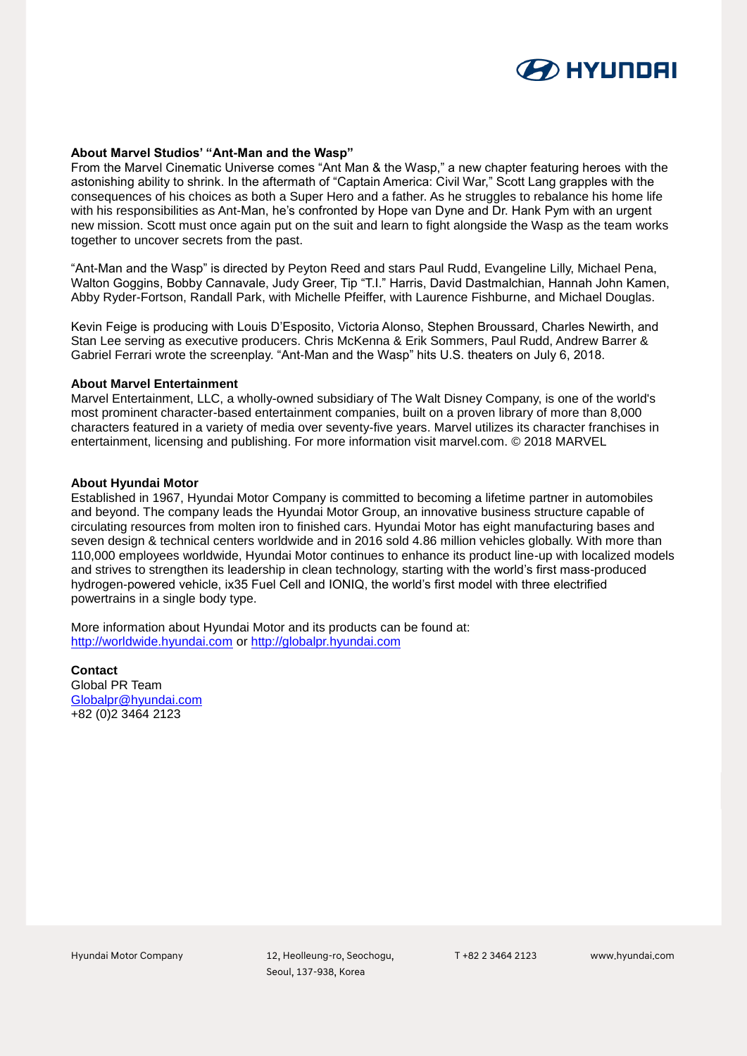**About Marvel Studios' "Ant-Man and the Wasp"**

From the Marvel Cinematic Universe comes "Ant Man & the Wasp," a new chapter featuring heroes with the astonishing ability to shrink. In the aftermath of "Captain America: Civil War," Scott Lang grapples with the consequences of his choices as both a Super Hero and a father. As he struggles to rebalance his home life with his responsibilities as Ant-Man, he's confronted by Hope van Dyne and Dr. Hank Pym with an urgent new mission. Scott must once again put on the suit and learn to fight alongside the Wasp as the team works together to uncover secrets from the past.

"Ant-Man and the Wasp" is directed by Peyton Reed and stars Paul Rudd, Evangeline Lilly, Michael Pena, Walton Goggins, Bobby Cannavale, Judy Greer, Tip "T.I." Harris, David Dastmalchian, Hannah John Kamen, Abby Ryder-Fortson, Randall Park, with Michelle Pfeiffer, with Laurence Fishburne, and Michael Douglas.

Kevin Feige is producing with Louis D'Esposito, Victoria Alonso, Stephen Broussard, Charles Newirth, and Stan Lee serving as executive producers. Chris McKenna & Erik Sommers, Paul Rudd, Andrew Barrer & Gabriel Ferrari wrote the screenplay. "Ant-Man and the Wasp" hits U.S. theaters on July 6, 2018.

**About Marvel Entertainment**

Marvel Entertainment, LLC, a wholly-owned subsidiary of The Walt Disney Company, is one of the world's most prominent character-based entertainment companies, built on a proven library of more than 8,000 characters featured in a variety of media over seventy-five years. Marvel utilizes its character franchises in entertainment, licensing and publishing. For more information visit marvel.com. © 2018 MARVEL

**About Hyundai Motor**

Established in 1967, Hyundai Motor Company is committed to becoming a lifetime partner in automobiles and beyond. The company leads the Hyundai Motor Group, an innovative business structure capable of circulating resources from molten iron to finished cars. Hyundai Motor has eight manufacturing bases and seven design & technical centers worldwide and in 2016 sold 4.86 million vehicles globally. With more than 110,000 employees worldwide, Hyundai Motor continues to enhance its product line-up with localized models and strives to strengthen its leadership in clean technology, starting with the world's first mass-produced hydrogen-powered vehicle, ix35 Fuel Cell and IONIQ, the world's first model with three electrified powertrains in a single body type.

More information about Hyundai Motor and its products can be found at:
http://worldwide.hyundai.com or http://globalpr.hyundai.com

**Contact**

Global PR Team
Globalpr@hyundai.com
+82 (0)2 3464 2123